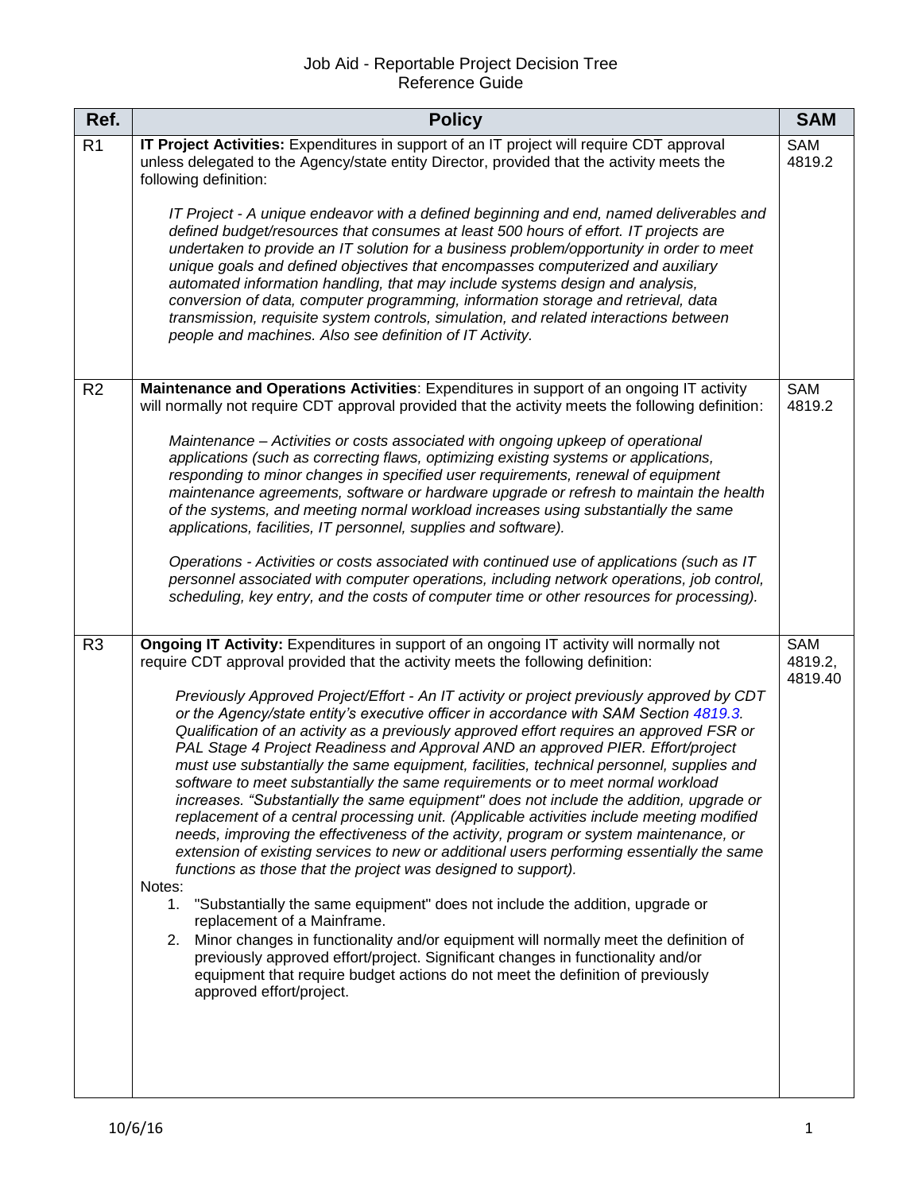# Job Aid - Reportable Project Decision Tree
## Reference Guide

| Ref. | Policy | SAM |
|---|---|---|
| R1 | **IT Project Activities:** Expenditures in support of an IT project will require CDT approval unless delegated to the Agency/state entity Director, provided that the activity meets the following definition:<br><br>*IT Project - A unique endeavor with a defined beginning and end, named deliverables and defined budget/resources that consumes at least 500 hours of effort. IT projects are undertaken to provide an IT solution for a business problem/opportunity in order to meet unique goals and defined objectives that encompasses computerized and auxiliary automated information handling, that may include systems design and analysis, conversion of data, computer programming, information storage and retrieval, data transmission, requisite system controls, simulation, and related interactions between people and machines. Also see definition of IT Activity.* | SAM 4819.2 |
| R2 | **Maintenance and Operations Activities**: Expenditures in support of an ongoing IT activity will normally not require CDT approval provided that the activity meets the following definition:<br><br>*Maintenance – Activities or costs associated with ongoing upkeep of operational applications (such as correcting flaws, optimizing existing systems or applications, responding to minor changes in specified user requirements, renewal of equipment maintenance agreements, software or hardware upgrade or refresh to maintain the health of the systems, and meeting normal workload increases using substantially the same applications, facilities, IT personnel, supplies and software).*<br><br>*Operations - Activities or costs associated with continued use of applications (such as IT personnel associated with computer operations, including network operations, job control, scheduling, key entry, and the costs of computer time or other resources for processing).* | SAM 4819.2 |
| R3 | **Ongoing IT Activity:** Expenditures in support of an ongoing IT activity will normally not require CDT approval provided that the activity meets the following definition:<br><br>*Previously Approved Project/Effort - An IT activity or project previously approved by CDT or the Agency/state entity's executive officer in accordance with SAM Section 4819.3. Qualification of an activity as a previously approved effort requires an approved FSR or PAL Stage 4 Project Readiness and Approval AND an approved PIER. Effort/project must use substantially the same equipment, facilities, technical personnel, supplies and software to meet substantially the same requirements or to meet normal workload increases. "Substantially the same equipment" does not include the addition, upgrade or replacement of a central processing unit. (Applicable activities include meeting modified needs, improving the effectiveness of the activity, program or system maintenance, or extension of existing services to new or additional users performing essentially the same functions as those that the project was designed to support).*<br>Notes:<br>1. "Substantially the same equipment" does not include the addition, upgrade or replacement of a Mainframe.<br>2. Minor changes in functionality and/or equipment will normally meet the definition of previously approved effort/project. Significant changes in functionality and/or equipment that require budget actions do not meet the definition of previously approved effort/project. | SAM 4819.2, 4819.40 |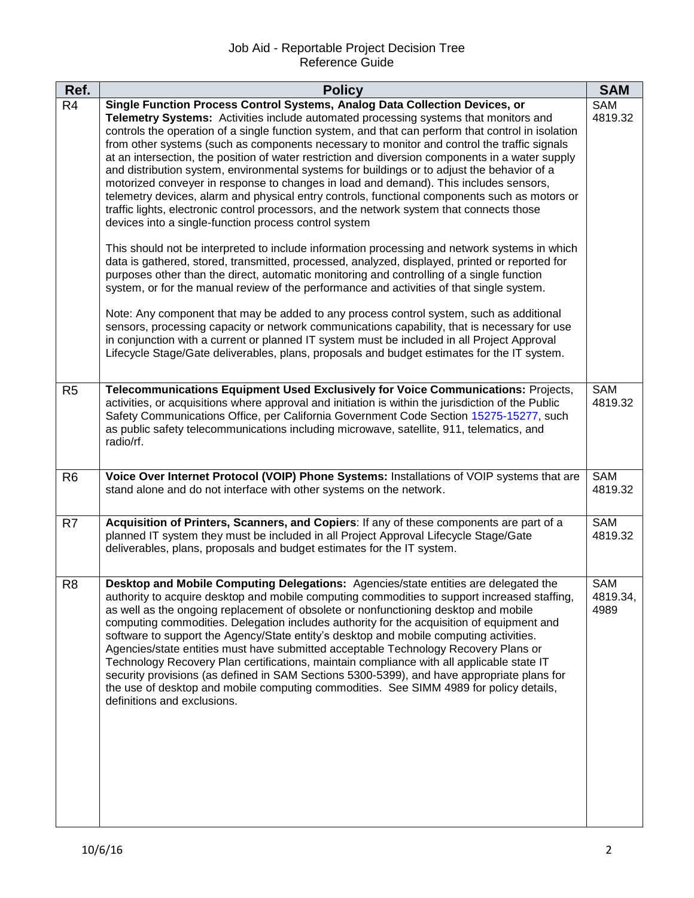| Ref. | Policy | SAM |
|---|---|---|
| R4 | **Single Function Process Control Systems, Analog Data Collection Devices, or Telemetry Systems:** Activities include automated processing systems that monitors and controls the operation of a single function system, and that can perform that control in isolation from other systems (such as components necessary to monitor and control the traffic signals at an intersection, the position of water restriction and diversion components in a water supply and distribution system, environmental systems for buildings or to adjust the behavior of a motorized conveyer in response to changes in load and demand). This includes sensors, telemetry devices, alarm and physical entry controls, functional components such as motors or traffic lights, electronic control processors, and the network system that connects those devices into a single-function process control system<br><br>This should not be interpreted to include information processing and network systems in which data is gathered, stored, transmitted, processed, analyzed, displayed, printed or reported for purposes other than the direct, automatic monitoring and controlling of a single function system, or for the manual review of the performance and activities of that single system.<br><br>Note: Any component that may be added to any process control system, such as additional sensors, processing capacity or network communications capability, that is necessary for use in conjunction with a current or planned IT system must be included in all Project Approval Lifecycle Stage/Gate deliverables, plans, proposals and budget estimates for the IT system. | SAM 4819.32 |
| R5 | **Telecommunications Equipment Used Exclusively for Voice Communications:** Projects, activities, or acquisitions where approval and initiation is within the jurisdiction of the Public Safety Communications Office, per California Government Code Section 15275-15277, such as public safety telecommunications including microwave, satellite, 911, telematics, and radio/rf. | SAM 4819.32 |
| R6 | **Voice Over Internet Protocol (VOIP) Phone Systems:** Installations of VOIP systems that are stand alone and do not interface with other systems on the network. | SAM 4819.32 |
| R7 | **Acquisition of Printers, Scanners, and Copiers**: If any of these components are part of a planned IT system they must be included in all Project Approval Lifecycle Stage/Gate deliverables, plans, proposals and budget estimates for the IT system. | SAM 4819.32 |
| R8 | **Desktop and Mobile Computing Delegations:** Agencies/state entities are delegated the authority to acquire desktop and mobile computing commodities to support increased staffing, as well as the ongoing replacement of obsolete or nonfunctioning desktop and mobile computing commodities. Delegation includes authority for the acquisition of equipment and software to support the Agency/State entity's desktop and mobile computing activities. Agencies/state entities must have submitted acceptable Technology Recovery Plans or Technology Recovery Plan certifications, maintain compliance with all applicable state IT security provisions (as defined in SAM Sections 5300-5399), and have appropriate plans for the use of desktop and mobile computing commodities. See SIMM 4989 for policy details, definitions and exclusions. | SAM 4819.34, 4989 |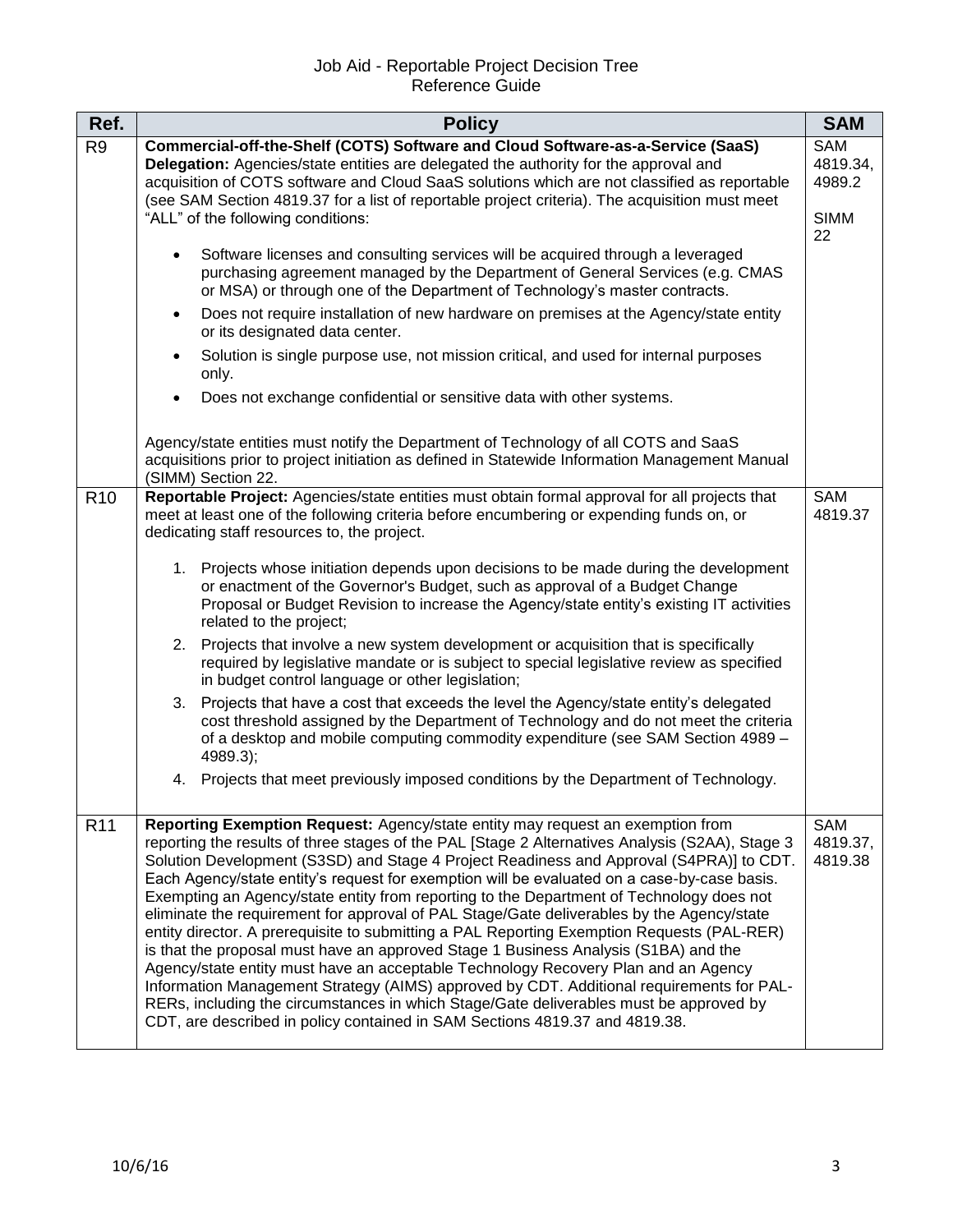| Ref. | Policy | SAM |
|---|---|---|
| R9 | **Commercial-off-the-Shelf (COTS) Software and Cloud Software-as-a-Service (SaaS) Delegation:** Agencies/state entities are delegated the authority for the approval and acquisition of COTS software and Cloud SaaS solutions which are not classified as reportable (see SAM Section 4819.37 for a list of reportable project criteria). The acquisition must meet "ALL" of the following conditions:<br>• Software licenses and consulting services will be acquired through a leveraged purchasing agreement managed by the Department of General Services (e.g. CMAS or MSA) or through one of the Department of Technology's master contracts.<br>• Does not require installation of new hardware on premises at the Agency/state entity or its designated data center.<br>• Solution is single purpose use, not mission critical, and used for internal purposes only.<br>• Does not exchange confidential or sensitive data with other systems.<br><br>Agency/state entities must notify the Department of Technology of all COTS and SaaS acquisitions prior to project initiation as defined in Statewide Information Management Manual (SIMM) Section 22. | SAM 4819.34, 4989.2<br><br>SIMM 22 |
| R10 | **Reportable Project:** Agencies/state entities must obtain formal approval for all projects that meet at least one of the following criteria before encumbering or expending funds on, or dedicating staff resources to, the project.<br>1. Projects whose initiation depends upon decisions to be made during the development or enactment of the Governor's Budget, such as approval of a Budget Change Proposal or Budget Revision to increase the Agency/state entity's existing IT activities related to the project;<br>2. Projects that involve a new system development or acquisition that is specifically required by legislative mandate or is subject to special legislative review as specified in budget control language or other legislation;<br>3. Projects that have a cost that exceeds the level the Agency/state entity's delegated cost threshold assigned by the Department of Technology and do not meet the criteria of a desktop and mobile computing commodity expenditure (see SAM Section 4989 – 4989.3);<br>4. Projects that meet previously imposed conditions by the Department of Technology. | SAM 4819.37 |
| R11 | **Reporting Exemption Request:** Agency/state entity may request an exemption from reporting the results of three stages of the PAL [Stage 2 Alternatives Analysis (S2AA), Stage 3 Solution Development (S3SD) and Stage 4 Project Readiness and Approval (S4PRA)] to CDT. Each Agency/state entity's request for exemption will be evaluated on a case-by-case basis. Exempting an Agency/state entity from reporting to the Department of Technology does not eliminate the requirement for approval of PAL Stage/Gate deliverables by the Agency/state entity director. A prerequisite to submitting a PAL Reporting Exemption Requests (PAL-RER) is that the proposal must have an approved Stage 1 Business Analysis (S1BA) and the Agency/state entity must have an acceptable Technology Recovery Plan and an Agency Information Management Strategy (AIMS) approved by CDT. Additional requirements for PAL-RERs, including the circumstances in which Stage/Gate deliverables must be approved by CDT, are described in policy contained in SAM Sections 4819.37 and 4819.38. | SAM 4819.37, 4819.38 |